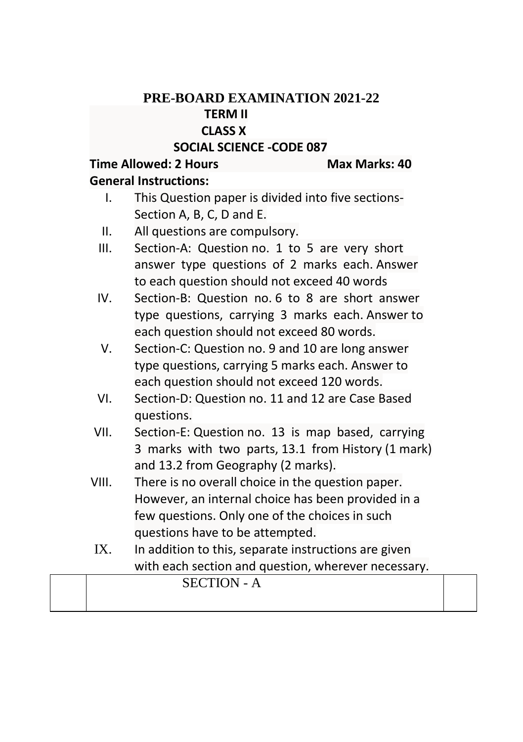# PRE-BOARD EXAMINATION 2021-22

## TERM II

## CLASS X

## SOCIAL SCIENCE -CODE 087

**Time Allowed: 2 Hours** **Max Marks: 40**

**General Instructions:**

I. This Question paper is divided into five sections- Section A, B, C, D and E.

II. All questions are compulsory.

III. Section-A: Question no. 1 to 5 are very short answer type questions of 2 marks each. Answer to each question should not exceed 40 words

IV. Section-B: Question no. 6 to 8 are short answer type questions, carrying 3 marks each. Answer to each question should not exceed 80 words.

V. Section-C: Question no. 9 and 10 are long answer type questions, carrying 5 marks each. Answer to each question should not exceed 120 words.

VI. Section-D: Question no. 11 and 12 are Case Based questions.

VII. Section-E: Question no. 13 is map based, carrying 3 marks with two parts, 13.1 from History (1 mark) and 13.2 from Geography (2 marks).

VIII. There is no overall choice in the question paper. However, an internal choice has been provided in a few questions. Only one of the choices in such questions have to be attempted.

IX. In addition to this, separate instructions are given with each section and question, wherever necessary.

| | SECTION - A | |
|---|---|---|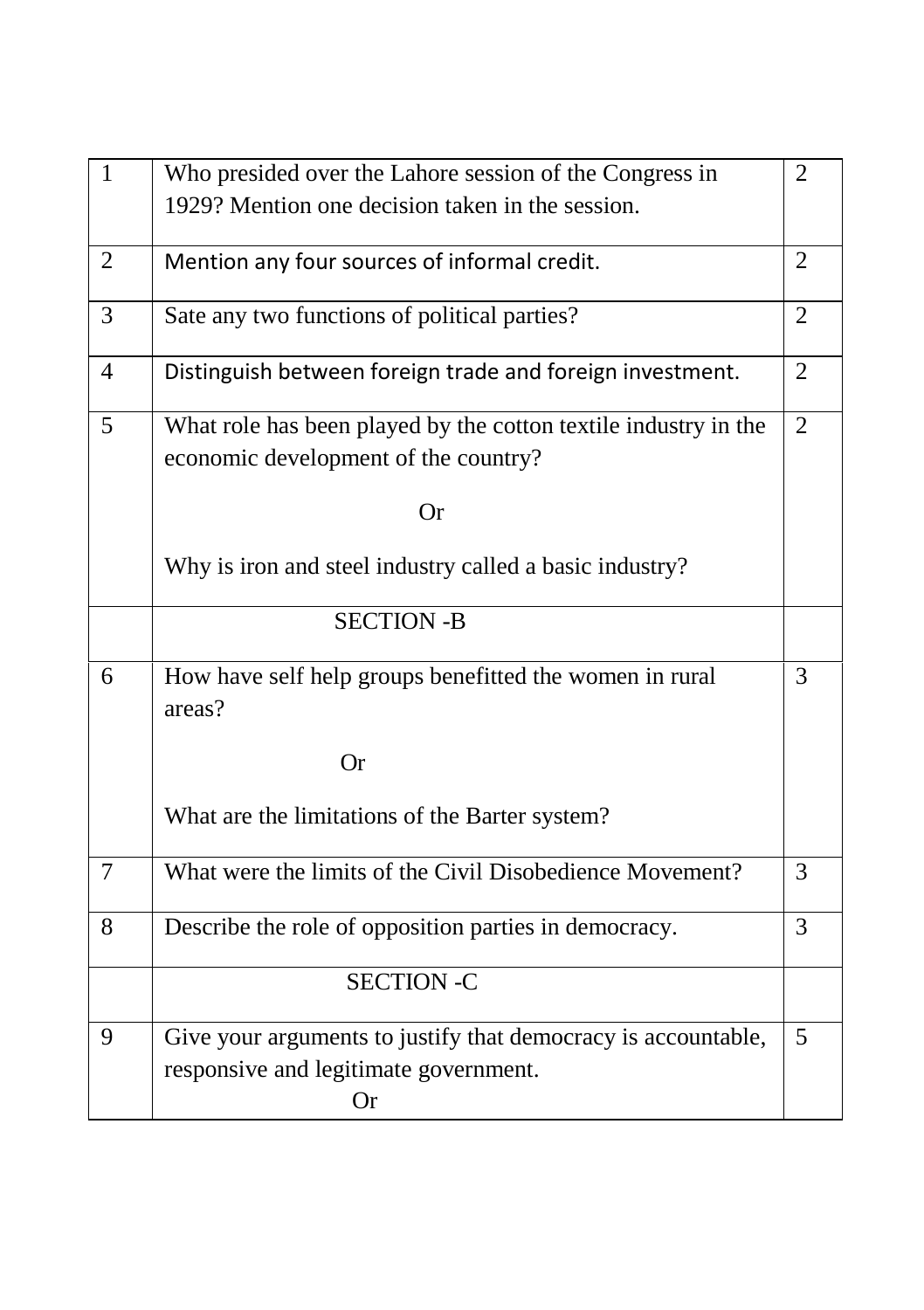| | | |
|---|---|---|
| 1 | Who presided over the Lahore session of the Congress in 1929? Mention one decision taken in the session. | 2 |
| 2 | Mention any four sources of informal credit. | 2 |
| 3 | Sate any two functions of political parties? | 2 |
| 4 | Distinguish between foreign trade and foreign investment. | 2 |
| 5 | What role has been played by the cotton textile industry in the economic development of the country?<br><br>Or<br><br>Why is iron and steel industry called a basic industry? | 2 |
| | SECTION -B | |
| 6 | How have self help groups benefitted the women in rural areas?<br><br>Or<br><br>What are the limitations of the Barter system? | 3 |
| 7 | What were the limits of the Civil Disobedience Movement? | 3 |
| 8 | Describe the role of opposition parties in democracy. | 3 |
| | SECTION -C | |
| 9 | Give your arguments to justify that democracy is accountable, responsive and legitimate government.<br><br>Or | 5 |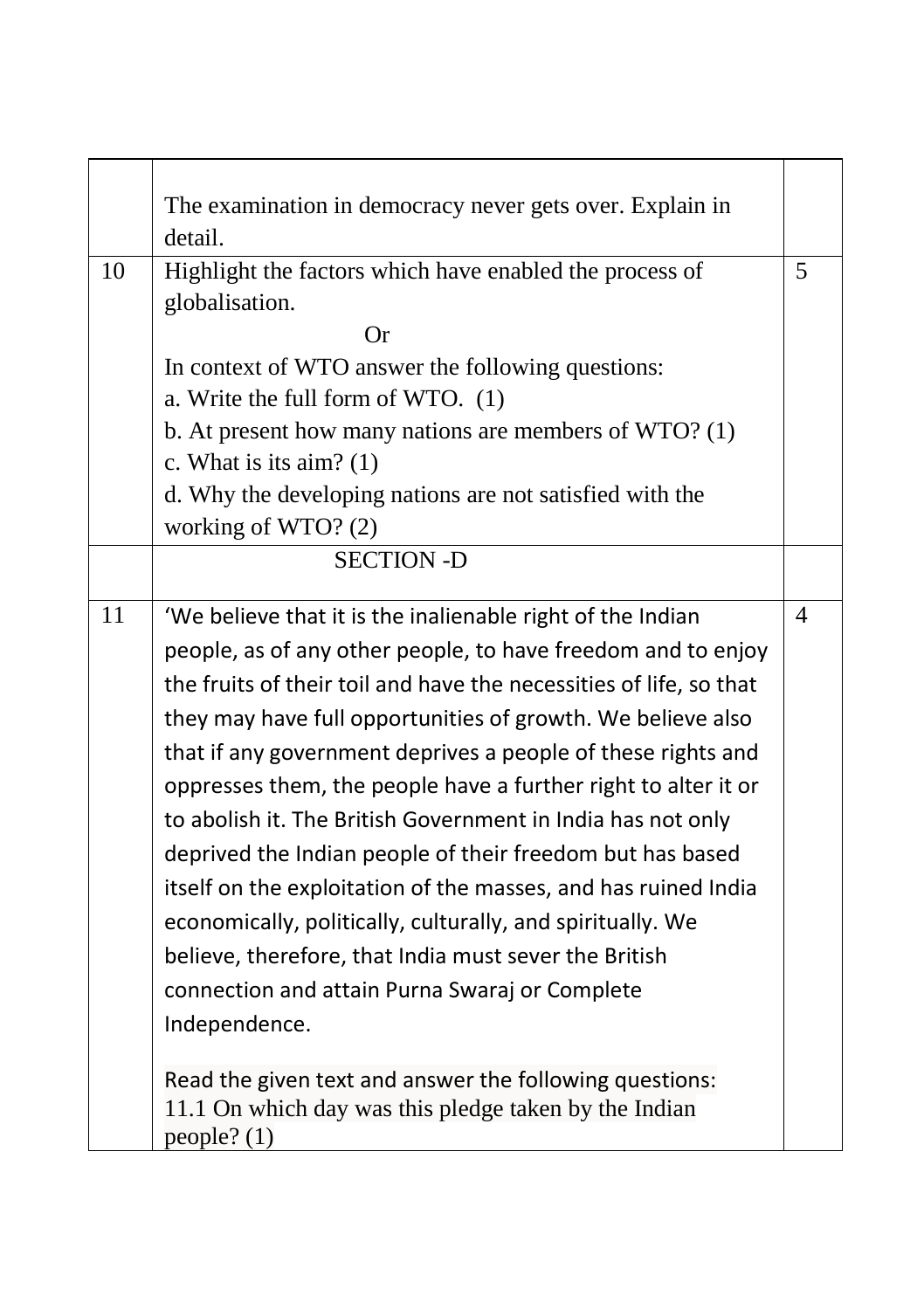|  |  |  |
|---|---|---|
|  | The examination in democracy never gets over. Explain in detail. |  |
| 10 | Highlight the factors which have enabled the process of globalisation.<br>Or<br>In context of WTO answer the following questions:<br>a. Write the full form of WTO. (1)<br>b. At present how many nations are members of WTO? (1)<br>c. What is its aim? (1)<br>d. Why the developing nations are not satisfied with the working of WTO? (2) | 5 |
|  | SECTION -D |  |
| 11 | 'We believe that it is the inalienable right of the Indian people, as of any other people, to have freedom and to enjoy the fruits of their toil and have the necessities of life, so that they may have full opportunities of growth. We believe also that if any government deprives a people of these rights and oppresses them, the people have a further right to alter it or to abolish it. The British Government in India has not only deprived the Indian people of their freedom but has based itself on the exploitation of the masses, and has ruined India economically, politically, culturally, and spiritually. We believe, therefore, that India must sever the British connection and attain Purna Swaraj or Complete Independence.<br><br>Read the given text and answer the following questions:<br>11.1 On which day was this pledge taken by the Indian people? (1) | 4 |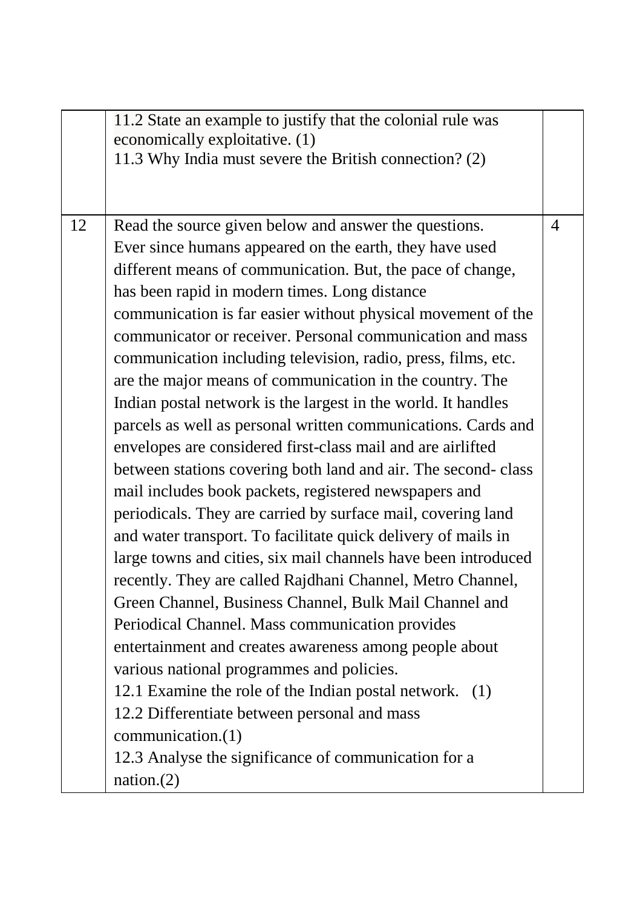| | | |
|---|---|---|
| | 11.2 State an example to justify that the colonial rule was economically exploitative. (1)<br>11.3 Why India must severe the British connection? (2) | |
| 12 | Read the source given below and answer the questions.<br>Ever since humans appeared on the earth, they have used different means of communication. But, the pace of change, has been rapid in modern times. Long distance communication is far easier without physical movement of the communicator or receiver. Personal communication and mass communication including television, radio, press, films, etc. are the major means of communication in the country. The Indian postal network is the largest in the world. It handles parcels as well as personal written communications. Cards and envelopes are considered first-class mail and are airlifted between stations covering both land and air. The second- class mail includes book packets, registered newspapers and periodicals. They are carried by surface mail, covering land and water transport. To facilitate quick delivery of mails in large towns and cities, six mail channels have been introduced recently. They are called Rajdhani Channel, Metro Channel, Green Channel, Business Channel, Bulk Mail Channel and Periodical Channel. Mass communication provides entertainment and creates awareness among people about various national programmes and policies.<br>12.1 Examine the role of the Indian postal network. (1)<br>12.2 Differentiate between personal and mass communication.(1)<br>12.3 Analyse the significance of communication for a nation.(2) | 4 |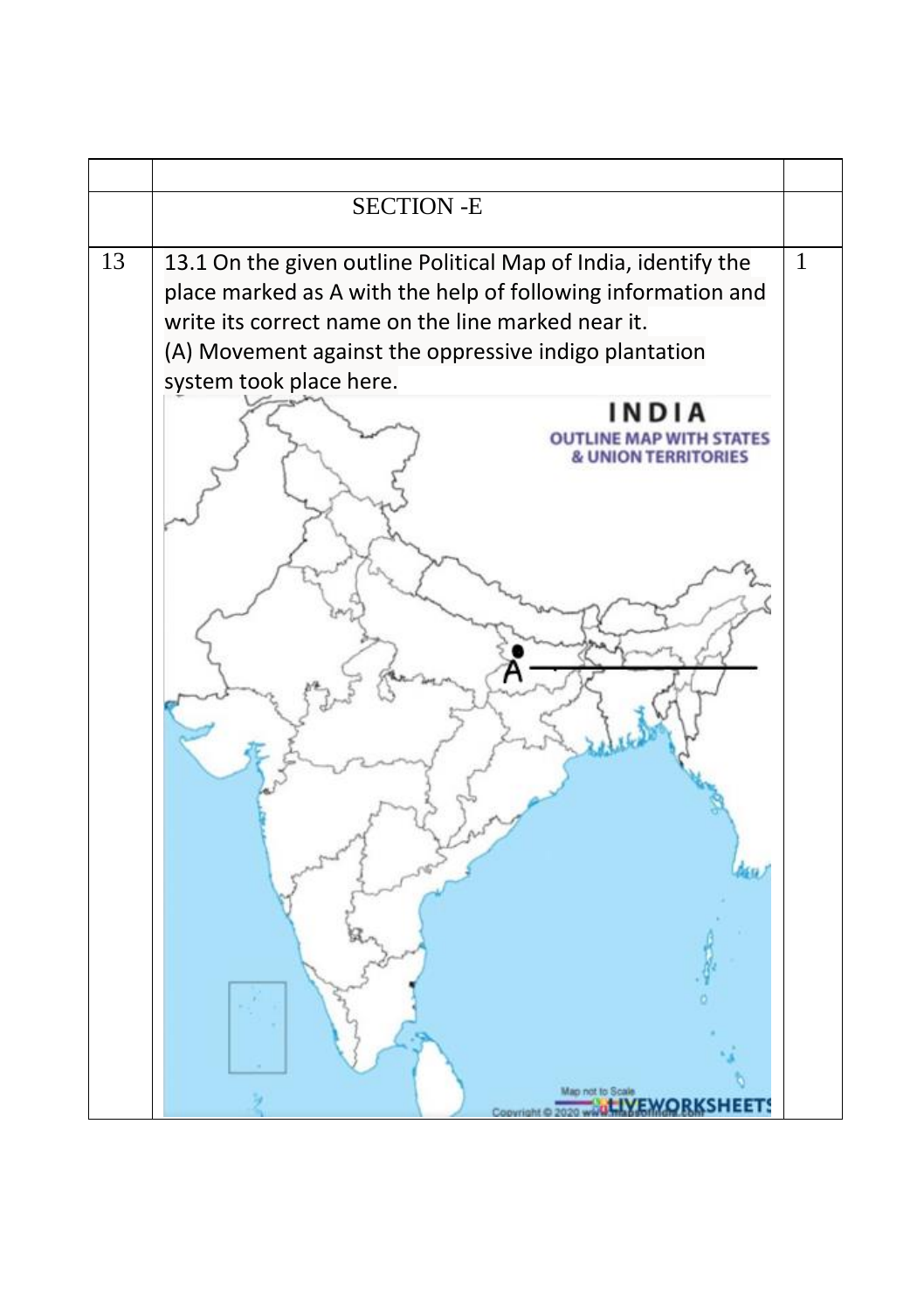| | | |
|---|---|---|
| | SECTION -E | |
| 13 | 13.1 On the given outline Political Map of India, identify the place marked as A with the help of following information and write its correct name on the line marked near it.<br>(A) Movement against the oppressive indigo plantation system took place here. | 1 |

INDIA
OUTLINE MAP WITH STATES & UNION TERRITORIES

A ____________

Map not to Scale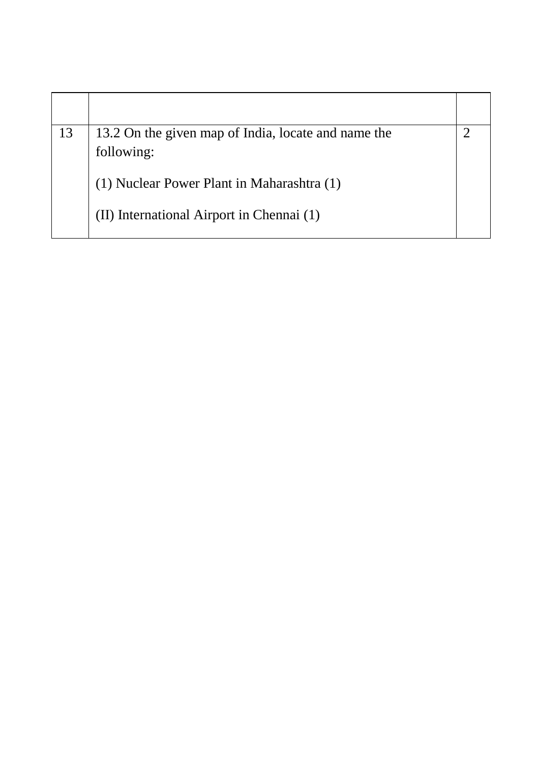| | | |
|---|---|---|
| 13 | 13.2 On the given map of India, locate and name the following:<br><br>(1) Nuclear Power Plant in Maharashtra (1)<br><br>(II) International Airport in Chennai (1) | 2 |